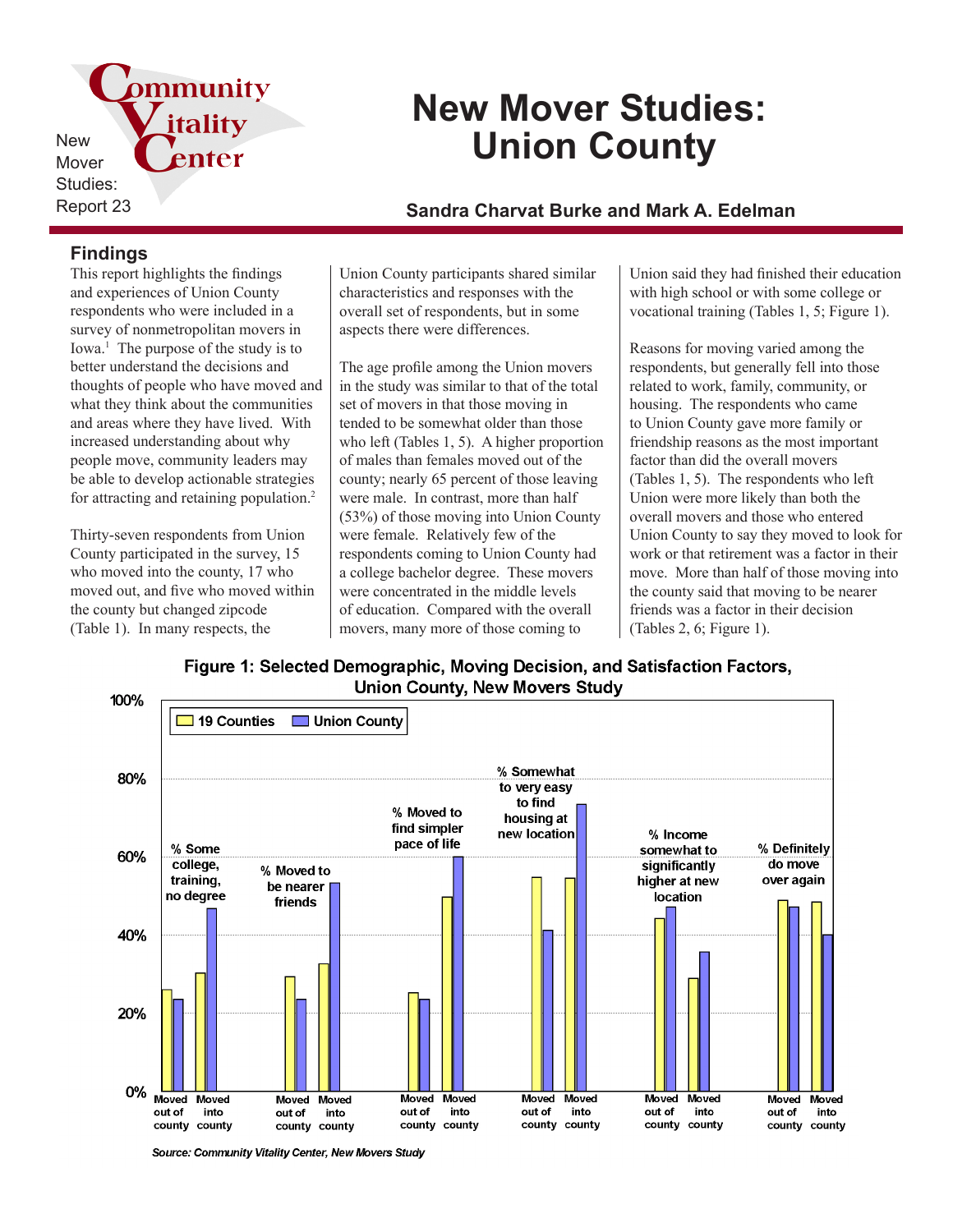Community Vitality Center

New Mover Studies: Report 23

# New Mover Studies: Union County

### Sandra Charvat Burke and Mark A. Edelman

## Findings

This report highlights the findings and experiences of Union County respondents who were included in a survey of nonmetropolitan movers in Iowa.[1] The purpose of the study is to better understand the decisions and thoughts of people who have moved and what they think about the communities and areas where they have lived. With increased understanding about why people move, community leaders may be able to develop actionable strategies for attracting and retaining population.[2]

Thirty-seven respondents from Union County participated in the survey, 15 who moved into the county, 17 who moved out, and five who moved within the county but changed zipcode (Table 1). In many respects, the Union County participants shared similar characteristics and responses with the overall set of respondents, but in some aspects there were differences.

The age profile among the Union movers in the study was similar to that of the total set of movers in that those moving in tended to be somewhat older than those who left (Tables 1, 5). A higher proportion of males than females moved out of the county; nearly 65 percent of those leaving were male. In contrast, more than half (53%) of those moving into Union County were female. Relatively few of the respondents coming to Union County had a college bachelor degree. These movers were concentrated in the middle levels of education. Compared with the overall movers, many more of those coming to Union said they had finished their education with high school or with some college or vocational training (Tables 1, 5; Figure 1).

Reasons for moving varied among the respondents, but generally fell into those related to work, family, community, or housing. The respondents who came to Union County gave more family or friendship reasons as the most important factor than did the overall movers (Tables 1, 5). The respondents who left Union were more likely than both the overall movers and those who entered Union County to say they moved to look for work or that retirement was a factor in their move. More than half of those moving into the county said that moving to be nearer friends was a factor in their decision (Tables 2, 6; Figure 1).

**Figure 1: Selected Demographic, Moving Decision, and Satisfaction Factors, Union County, New Movers Study**

| | 19 Counties | Union County |
|---|---|---|
| % Some college, training, no degree — Moved out of county | 26% | 24% |
| % Some college, training, no degree — Moved into county | 30% | 47% |
| % Moved to be nearer friends — Moved out of county | 29% | 24% |
| % Moved to be nearer friends — Moved into county | 33% | 53% |
| % Moved to find simpler pace of life — Moved out of county | 25% | 24% |
| % Moved to find simpler pace of life — Moved into county | 50% | 60% |
| % Somewhat to very easy to find housing at new location — Moved out of county | 55% | 41% |
| % Somewhat to very easy to find housing at new location — Moved into county | 55% | 73% |
| % Income somewhat to significantly higher at new location — Moved out of county | 44% | 47% |
| % Income somewhat to significantly higher at new location — Moved into county | 29% | 36% |
| % Definitely do move over again — Moved out of county | 49% | 47% |
| % Definitely do move over again — Moved into county | 48% | 40% |

*Source: Community Vitality Center, New Movers Study*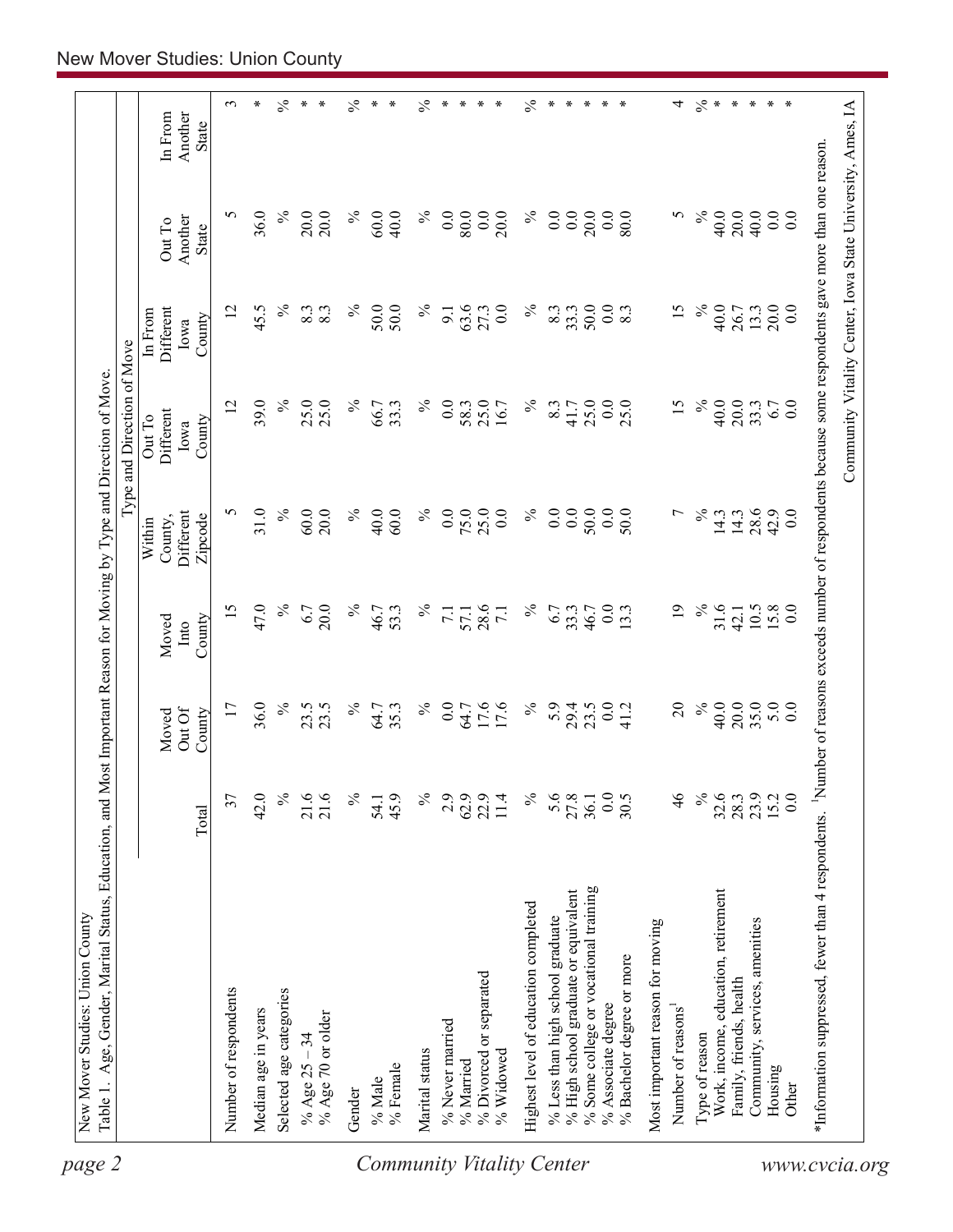New Mover Studies: Union County

Table 1. Age, Gender, Marital Status, Education, and Most Important Reason for Moving by Type and Direction of Move.

| | | | | Type and Direction of Move | | | | |
|---|---|---|---|---|---|---|---|---|
| | Total | Moved Out Of County | Moved Into County | Within County, Different Zipcode | Out To Different Iowa County | In From Different Iowa County | Out To Another State | In From Another State |
| Number of respondents | 37 | 17 | 15 | 5 | 12 | 12 | 5 | 3 |
| Median age in years | 42.0 | 36.0 | 47.0 | 31.0 | 39.0 | 45.5 | 36.0 | * |
| Selected age categories | % | % | % | % | % | % | % | % |
| % Age 25 – 34 | 21.6 | 23.5 | 6.7 | 60.0 | 25.0 | 8.3 | 20.0 | * |
| % Age 70 or older | 21.6 | 23.5 | 20.0 | 20.0 | 25.0 | 8.3 | 20.0 | * |
| Gender | % | % | % | % | % | % | % | % |
| % Male | 54.1 | 64.7 | 46.7 | 40.0 | 66.7 | 50.0 | 60.0 | * |
| % Female | 45.9 | 35.3 | 53.3 | 60.0 | 33.3 | 50.0 | 40.0 | * |
| Marital status | % | % | % | % | % | % | % | % |
| % Never married | 2.9 | 0.0 | 7.1 | 0.0 | 0.0 | 9.1 | 0.0 | * |
| % Married | 62.9 | 64.7 | 57.1 | 75.0 | 58.3 | 63.6 | 80.0 | * |
| % Divorced or separated | 22.9 | 17.6 | 28.6 | 25.0 | 25.0 | 27.3 | 0.0 | * |
| % Widowed | 11.4 | 17.6 | 7.1 | 0.0 | 16.7 | 0.0 | 20.0 | * |
| Highest level of education completed | % | % | % | % | % | % | % | % |
| % Less than high school graduate | 5.6 | 5.9 | 6.7 | 0.0 | 8.3 | 8.3 | 0.0 | * |
| % High school graduate or equivalent | 27.8 | 29.4 | 33.3 | 0.0 | 41.7 | 33.3 | 0.0 | * |
| % Some college or vocational training | 36.1 | 23.5 | 46.7 | 50.0 | 25.0 | 50.0 | 20.0 | * |
| % Associate degree | 0.0 | 0.0 | 0.0 | 0.0 | 0.0 | 0.0 | 0.0 | * |
| % Bachelor degree or more | 30.5 | 41.2 | 13.3 | 50.0 | 25.0 | 8.3 | 80.0 | * |
| Most important reason for moving | | | | | | | | |
| Number of reasons[1] | 46 | 20 | 19 | 7 | 15 | 15 | 5 | 4 |
| Type of reason | % | % | % | % | % | % | % | % |
| Work, income, education, retirement | 32.6 | 40.0 | 31.6 | 14.3 | 40.0 | 40.0 | 40.0 | * |
| Family, friends, health | 28.3 | 20.0 | 42.1 | 14.3 | 20.0 | 26.7 | 20.0 | * |
| Community, services, amenities | 23.9 | 35.0 | 10.5 | 28.6 | 33.3 | 13.3 | 40.0 | * |
| Housing | 15.2 | 5.0 | 15.8 | 42.9 | 6.7 | 20.0 | 0.0 | * |
| Other | 0.0 | 0.0 | 0.0 | 0.0 | 0.0 | 0.0 | 0.0 | * |

*Information suppressed, fewer than 4 respondents. [1]Number of reasons exceeds number of respondents because some respondents gave more than one reason.

Community Vitality Center, Iowa State University, Ames, IA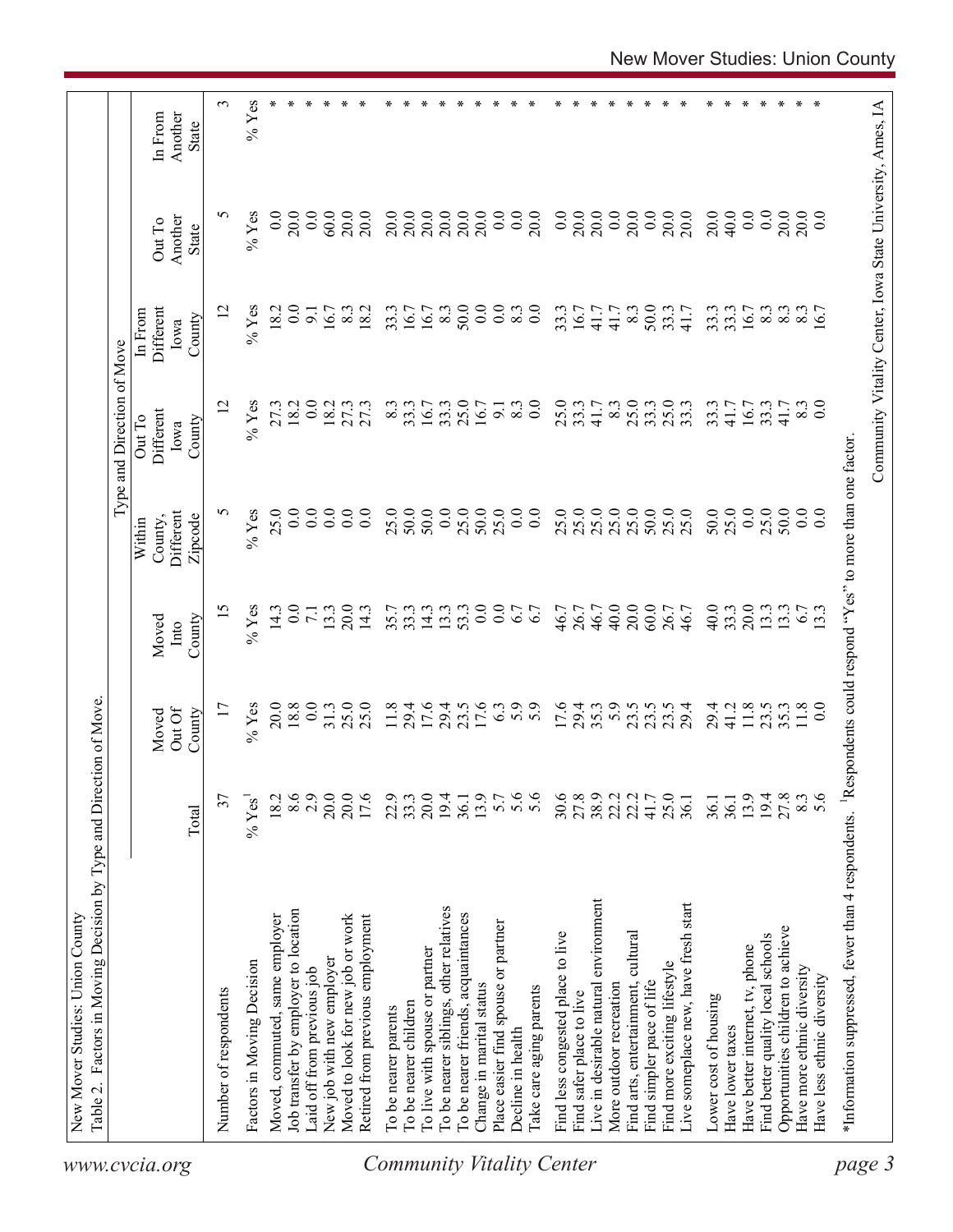New Mover Studies: Union County

Table 2. Factors in Moving Decision by Type and Direction of Move.

| | | | | Type and Direction of Move | | | | |
|---|---|---|---|---|---|---|---|---|
| | Total | Moved Out Of County | Moved Into County | Within County, Different Zipcode | Out To Different Iowa County | In From Different Iowa County | Out To Another State | In From Another State |
| Number of respondents | 37 | 17 | 15 | 5 | 12 | 12 | 5 | 3 |
| Factors in Moving Decision | % Yes[1] | % Yes | % Yes | % Yes | % Yes | % Yes | % Yes | % Yes |
| Moved, commuted, same employer | 18.2 | 20.0 | 14.3 | 25.0 | 27.3 | 18.2 | 0.0 | * |
| Job transfer by employer to location | 8.6 | 18.8 | 0.0 | 0.0 | 18.2 | 0.0 | 20.0 | * |
| Laid off from previous job | 2.9 | 0.0 | 7.1 | 0.0 | 0.0 | 9.1 | 0.0 | * |
| New job with new employer | 20.0 | 31.3 | 13.3 | 0.0 | 18.2 | 16.7 | 60.0 | * |
| Moved to look for new job or work | 20.0 | 25.0 | 20.0 | 0.0 | 27.3 | 8.3 | 20.0 | * |
| Retired from previous employment | 17.6 | 25.0 | 14.3 | 0.0 | 27.3 | 18.2 | 20.0 | * |
| To be nearer parents | 22.9 | 11.8 | 35.7 | 25.0 | 8.3 | 33.3 | 20.0 | * |
| To be nearer children | 33.3 | 29.4 | 33.3 | 50.0 | 33.3 | 16.7 | 20.0 | * |
| To live with spouse or partner | 20.0 | 17.6 | 14.3 | 50.0 | 16.7 | 16.7 | 20.0 | * |
| To be nearer siblings, other relatives | 19.4 | 29.4 | 13.3 | 0.0 | 33.3 | 8.3 | 20.0 | * |
| To be nearer friends, acquaintances | 36.1 | 23.5 | 53.3 | 25.0 | 25.0 | 50.0 | 20.0 | * |
| Change in marital status | 13.9 | 17.6 | 0.0 | 50.0 | 16.7 | 0.0 | 20.0 | * |
| Place easier find spouse or partner | 5.7 | 6.3 | 0.0 | 25.0 | 9.1 | 0.0 | 0.0 | * |
| Decline in health | 5.6 | 5.9 | 6.7 | 0.0 | 8.3 | 8.3 | 0.0 | * |
| Take care aging parents | 5.6 | 5.9 | 6.7 | 0.0 | 0.0 | 0.0 | 20.0 | * |
| Find less congested place to live | 30.6 | 17.6 | 46.7 | 25.0 | 25.0 | 33.3 | 0.0 | * |
| Find safer place to live | 27.8 | 29.4 | 26.7 | 25.0 | 33.3 | 16.7 | 20.0 | * |
| Live in desirable natural environment | 38.9 | 35.3 | 46.7 | 25.0 | 41.7 | 41.7 | 20.0 | * |
| More outdoor recreation | 22.2 | 5.9 | 40.0 | 25.0 | 8.3 | 41.7 | 0.0 | * |
| Find arts, entertainment, cultural | 22.2 | 23.5 | 20.0 | 25.0 | 25.0 | 8.3 | 20.0 | * |
| Find simpler pace of life | 41.7 | 23.5 | 60.0 | 50.0 | 33.3 | 50.0 | 0.0 | * |
| Find more exciting lifestyle | 25.0 | 23.5 | 26.7 | 25.0 | 25.0 | 33.3 | 20.0 | * |
| Live someplace new, have fresh start | 36.1 | 29.4 | 46.7 | 25.0 | 33.3 | 41.7 | 20.0 | * |
| Lower cost of housing | 36.1 | 29.4 | 40.0 | 50.0 | 33.3 | 33.3 | 20.0 | * |
| Have lower taxes | 36.1 | 41.2 | 33.3 | 25.0 | 41.7 | 33.3 | 40.0 | * |
| Have better internet, tv, phone | 13.9 | 11.8 | 20.0 | 0.0 | 16.7 | 16.7 | 0.0 | * |
| Find better quality local schools | 19.4 | 23.5 | 13.3 | 25.0 | 33.3 | 8.3 | 0.0 | * |
| Opportunities children to achieve | 27.8 | 35.3 | 13.3 | 50.0 | 41.7 | 8.3 | 20.0 | * |
| Have more ethnic diversity | 8.3 | 11.8 | 6.7 | 0.0 | 8.3 | 8.3 | 20.0 | * |
| Have less ethnic diversity | 5.6 | 0.0 | 13.3 | 0.0 | 0.0 | 16.7 | 0.0 | * |

*Information suppressed, fewer than 4 respondents. [1]Respondents could respond "Yes" to more than one factor.

Community Vitality Center, Iowa State University, Ames, IA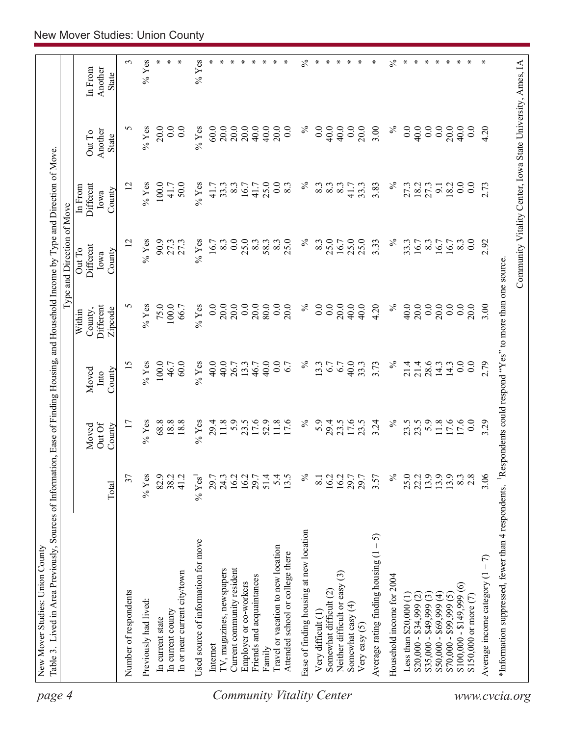New Mover Studies: Union County

Table 3. Lived in Area Previously, Sources of Information, Ease of Finding Housing, and Household Income by Type and Direction of Move.

| | | | | Type and Direction of Move | | | | |
|---|---|---|---|---|---|---|---|---|
| | Total | Moved Out Of County | Moved Into County | Within County, Different Zipcode | Out To Different Iowa County | In From Different Iowa County | Out To Another State | In From Another State |
| Number of respondents | 37 | 17 | 15 | 5 | 12 | 12 | 5 | 3 |
| Previously had lived: | % Yes | % Yes | % Yes | % Yes | % Yes | % Yes | % Yes | % Yes |
| In current state | 82.9 | 68.8 | 100.0 | 75.0 | 90.9 | 100.0 | 20.0 | * |
| In current county | 38.2 | 18.8 | 46.7 | 100.0 | 27.3 | 41.7 | 0.0 | * |
| In or near current city/town | 41.2 | 18.8 | 60.0 | 66.7 | 27.3 | 50.0 | 0.0 | * |
| Used source of information for move | % Yes[1] | % Yes | % Yes | % Yes | % Yes | % Yes | % Yes | % Yes |
| Internet | 29.7 | 29.4 | 40.0 | 0.0 | 16.7 | 41.7 | 60.0 | * |
| TV, magazines, newspapers | 24.3 | 11.8 | 40.0 | 20.0 | 8.3 | 33.3 | 20.0 | * |
| Current community resident | 16.2 | 5.9 | 26.7 | 20.0 | 0.0 | 8.3 | 20.0 | * |
| Employer or co-workers | 16.2 | 23.5 | 13.3 | 0.0 | 25.0 | 16.7 | 20.0 | * |
| Friends and acquaintances | 29.7 | 17.6 | 46.7 | 20.0 | 8.3 | 41.7 | 40.0 | * |
| Family | 51.4 | 52.9 | 40.0 | 80.0 | 58.3 | 25.0 | 40.0 | * |
| Travel or vacation to new location | 5.4 | 11.8 | 0.0 | 0.0 | 8.3 | 0.0 | 20.0 | * |
| Attended school or college there | 13.5 | 17.6 | 6.7 | 20.0 | 25.0 | 8.3 | 0.0 | * |
| Ease of finding housing at new location | % | % | % | % | % | % | % | % |
| Very difficult (1) | 8.1 | 5.9 | 13.3 | 0.0 | 8.3 | 8.3 | 0.0 | * |
| Somewhat difficult (2) | 16.2 | 29.4 | 6.7 | 0.0 | 25.0 | 8.3 | 40.0 | * |
| Neither difficult or easy (3) | 16.2 | 23.5 | 6.7 | 20.0 | 16.7 | 8.3 | 40.0 | * |
| Somewhat easy (4) | 29.7 | 17.6 | 40.0 | 40.0 | 25.0 | 41.7 | 0.0 | * |
| Very easy (5) | 29.7 | 23.5 | 33.3 | 40.0 | 25.0 | 33.3 | 20.0 | * |
| Average rating finding housing (1 – 5) | 3.57 | 3.24 | 3.73 | 4.20 | 3.33 | 3.83 | 3.00 | * |
| Household income for 2004 | % | % | % | % | % | % | % | % |
| Less than $20,000 (1) | 25.0 | 23.5 | 21.4 | 40.0 | 33.3 | 27.3 | 0.0 | * |
| $20,000 - $34,999 (2) | 22.2 | 23.5 | 21.4 | 20.0 | 16.7 | 18.2 | 40.0 | * |
| $35,000 - $49,999 (3) | 13.9 | 5.9 | 28.6 | 0.0 | 8.3 | 27.3 | 0.0 | * |
| $50,000 - $69,999 (4) | 13.9 | 11.8 | 14.3 | 20.0 | 16.7 | 9.1 | 0.0 | * |
| $70,000 - $99,999 (5) | 13.9 | 17.6 | 14.3 | 0.0 | 16.7 | 18.2 | 20.0 | * |
| $100,000 - $149,999 (6) | 8.3 | 17.6 | 0.0 | 0.0 | 8.3 | 0.0 | 40.0 | * |
| $150,000 or more (7) | 2.8 | 0.0 | 0.0 | 20.0 | 0.0 | 0.0 | 0.0 | * |
| Average income category (1 – 7) | 3.06 | 3.29 | 2.79 | 3.00 | 2.92 | 2.73 | 4.20 | * |

*Information suppressed, fewer than 4 respondents. [1]Respondents could respond "Yes" to more than one source.

Community Vitality Center, Iowa State University, Ames, IA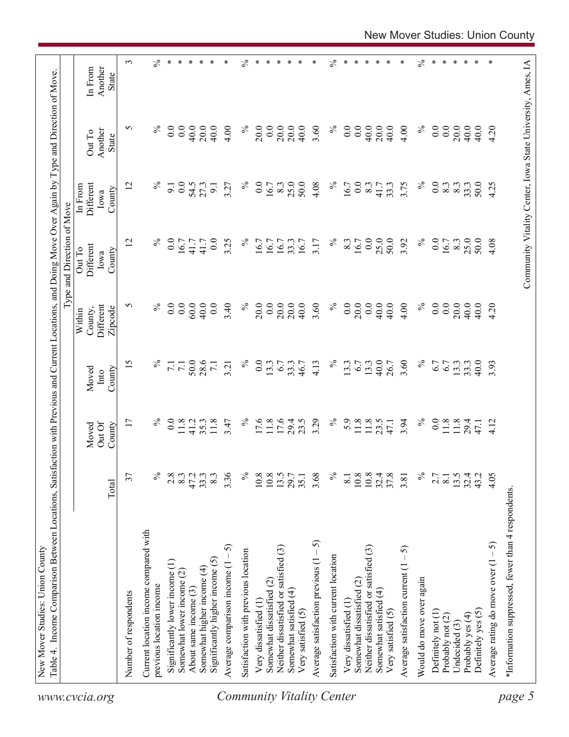New Mover Studies: Union County

Table 4. Income Comparison Between Locations, Satisfaction with Previous and Current Locations, and Doing Move Over Again by Type and Direction of Move.

| | | | | Type and Direction of Move | | | | |
|---|---|---|---|---|---|---|---|---|
| | Total | Moved Out Of County | Moved Into County | Within County, Different Zipcode | Out To Different Iowa County | In From Different Iowa County | Out To Another State | In From Another State |
| Number of respondents | 37 | 17 | 15 | 5 | 12 | 12 | 5 | 3 |
| Current location income compared with previous location income | % | % | % | % | % | % | % | % |
| Significantly lower income (1) | 2.8 | 0.0 | 7.1 | 0.0 | 0.0 | 9.1 | 0.0 | * |
| Somewhat lower income (2) | 8.3 | 11.8 | 7.1 | 0.0 | 16.7 | 0.0 | 0.0 | * |
| About same income (3) | 47.2 | 41.2 | 50.0 | 60.0 | 41.7 | 54.5 | 40.0 | * |
| Somewhat higher income (4) | 33.3 | 35.3 | 28.6 | 40.0 | 41.7 | 27.3 | 20.0 | * |
| Significantly higher income (5) | 8.3 | 11.8 | 7.1 | 0.0 | 0.0 | 9.1 | 40.0 | * |
| Average comparison income (1 – 5) | 3.36 | 3.47 | 3.21 | 3.40 | 3.25 | 3.27 | 4.00 | * |
| Satisfaction with previous location | % | % | % | % | % | % | % | % |
| Very dissatisfied (1) | 10.8 | 17.6 | 0.0 | 20.0 | 16.7 | 0.0 | 20.0 | * |
| Somewhat dissatisfied (2) | 10.8 | 11.8 | 13.3 | 0.0 | 16.7 | 16.7 | 0.0 | * |
| Neither dissatisfied or satisfied (3) | 13.5 | 17.6 | 6.7 | 20.0 | 16.7 | 8.3 | 20.0 | * |
| Somewhat satisfied (4) | 29.7 | 29.4 | 33.3 | 20.0 | 33.3 | 25.0 | 20.0 | * |
| Very satisfied (5) | 35.1 | 23.5 | 46.7 | 40.0 | 16.7 | 50.0 | 40.0 | * |
| Average satisfaction previous (1 – 5) | 3.68 | 3.29 | 4.13 | 3.60 | 3.17 | 4.08 | 3.60 | * |
| Satisfaction with current location | % | % | % | % | % | % | % | % |
| Very dissatisfied (1) | 8.1 | 5.9 | 13.3 | 0.0 | 8.3 | 16.7 | 0.0 | * |
| Somewhat dissatisfied (2) | 10.8 | 11.8 | 6.7 | 20.0 | 16.7 | 0.0 | 0.0 | * |
| Neither dissatisfied or satisfied (3) | 10.8 | 11.8 | 13.3 | 0.0 | 0.0 | 8.3 | 40.0 | * |
| Somewhat satisfied (4) | 32.4 | 23.5 | 40.0 | 40.0 | 25.0 | 41.7 | 20.0 | * |
| Very satisfied (5) | 37.8 | 47.1 | 26.7 | 40.0 | 50.0 | 33.3 | 40.0 | * |
| Average satisfaction current (1 – 5) | 3.81 | 3.94 | 3.60 | 4.00 | 3.92 | 3.75 | 4.00 | * |
| Would do move over again | % | % | % | % | % | % | % | % |
| Definitely not (1) | 2.7 | 0.0 | 6.7 | 0.0 | 0.0 | 0.0 | 0.0 | * |
| Probably not (2) | 8.1 | 11.8 | 6.7 | 0.0 | 16.7 | 8.3 | 0.0 | * |
| Undecided (3) | 13.5 | 11.8 | 13.3 | 20.0 | 8.3 | 8.3 | 20.0 | * |
| Probably yes (4) | 32.4 | 29.4 | 33.3 | 40.0 | 25.0 | 33.3 | 40.0 | * |
| Definitely yes (5) | 43.2 | 47.1 | 40.0 | 40.0 | 50.0 | 50.0 | 40.0 | * |
| Average rating do move over (1 – 5) | 4.05 | 4.12 | 3.93 | 4.20 | 4.08 | 4.25 | 4.20 | * |

*Information suppressed, fewer than 4 respondents.

Community Vitality Center, Iowa State University, Ames, IA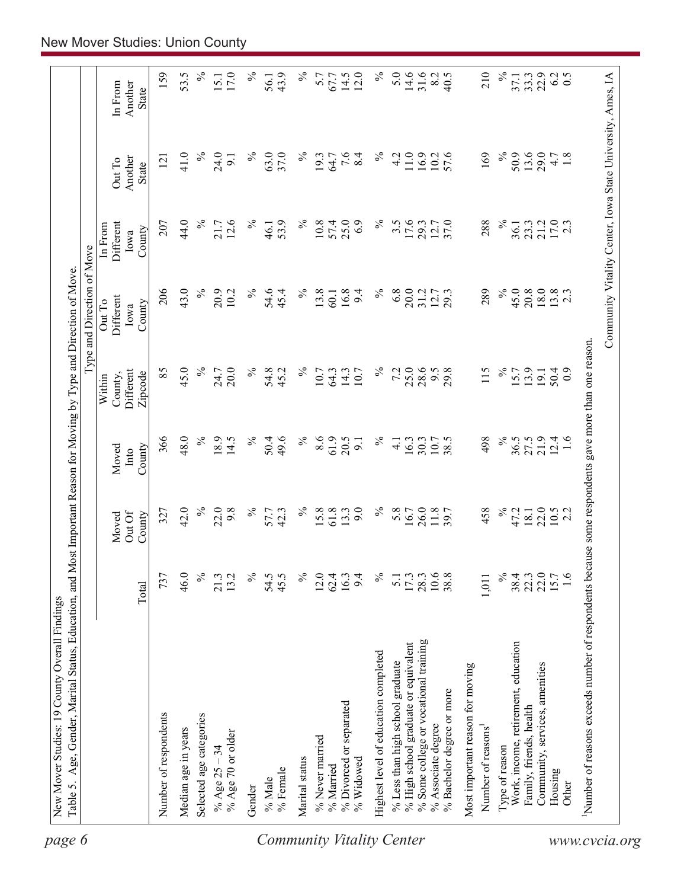New Mover Studies: 19 County Overall Findings

Table 5. Age, Gender, Marital Status, Education, and Most Important Reason for Moving by Type and Direction of Move.

| | | | | Type and Direction of Move | | | | |
|---|---|---|---|---|---|---|---|---|
| | Total | Moved Out Of County | Moved Into County | Within County, Different Zipcode | Out To Different Iowa County | In From Different Iowa County | Out To Another State | In From Another State |
| Number of respondents | 737 | 327 | 366 | 85 | 206 | 207 | 121 | 159 |
| Median age in years | 46.0 | 42.0 | 48.0 | 45.0 | 43.0 | 44.0 | 41.0 | 53.5 |
| Selected age categories | % | % | % | % | % | % | % | % |
| % Age 25 – 34 | 21.3 | 22.0 | 18.9 | 24.7 | 20.9 | 21.7 | 24.0 | 15.1 |
| % Age 70 or older | 13.2 | 9.8 | 14.5 | 20.0 | 10.2 | 12.6 | 9.1 | 17.0 |
| Gender | % | % | % | % | % | % | % | % |
| % Male | 54.5 | 57.7 | 50.4 | 54.8 | 54.6 | 46.1 | 63.0 | 56.1 |
| % Female | 45.5 | 42.3 | 49.6 | 45.2 | 45.4 | 53.9 | 37.0 | 43.9 |
| Marital status | % | % | % | % | % | % | % | % |
| % Never married | 12.0 | 15.8 | 8.6 | 10.7 | 13.8 | 10.8 | 19.3 | 5.7 |
| % Married | 62.4 | 61.8 | 61.9 | 64.3 | 60.1 | 57.4 | 64.7 | 67.7 |
| % Divorced or separated | 16.3 | 13.3 | 20.5 | 14.3 | 16.8 | 25.0 | 7.6 | 14.5 |
| % Widowed | 9.4 | 9.0 | 9.1 | 10.7 | 9.4 | 6.9 | 8.4 | 12.0 |
| Highest level of education completed | % | % | % | % | % | % | % | % |
| % Less than high school graduate | 5.1 | 5.8 | 4.1 | 7.2 | 6.8 | 3.5 | 4.2 | 5.0 |
| % High school graduate or equivalent | 17.3 | 16.7 | 16.3 | 25.0 | 20.0 | 17.6 | 11.0 | 14.6 |
| % Some college or vocational training | 28.3 | 26.0 | 30.3 | 28.6 | 31.2 | 29.3 | 16.9 | 31.6 |
| % Associate degree | 10.6 | 11.8 | 10.7 | 9.5 | 12.7 | 12.7 | 10.2 | 8.2 |
| % Bachelor degree or more | 38.8 | 39.7 | 38.5 | 29.8 | 29.3 | 37.0 | 57.6 | 40.5 |
| Most important reason for moving | | | | | | | | |
| Number of reasons[1] | 1,011 | 458 | 498 | 115 | 289 | 288 | 169 | 210 |
| Type of reason | % | % | % | % | % | % | % | % |
| Work, income, retirement, education | 38.4 | 47.2 | 36.5 | 15.7 | 45.0 | 36.1 | 50.9 | 37.1 |
| Family, friends, health | 22.3 | 18.1 | 27.5 | 13.9 | 20.8 | 23.3 | 13.6 | 33.3 |
| Community, services, amenities | 22.0 | 22.0 | 21.9 | 19.1 | 18.0 | 21.2 | 29.0 | 22.9 |
| Housing | 15.7 | 10.5 | 12.4 | 50.4 | 13.8 | 17.0 | 4.7 | 6.2 |
| Other | 1.6 | 2.2 | 1.6 | 0.9 | 2.3 | 2.3 | 1.8 | 0.5 |

[1]Number of reasons exceeds number of respondents because some respondents gave more than one reason.

Community Vitality Center, Iowa State University, Ames, IA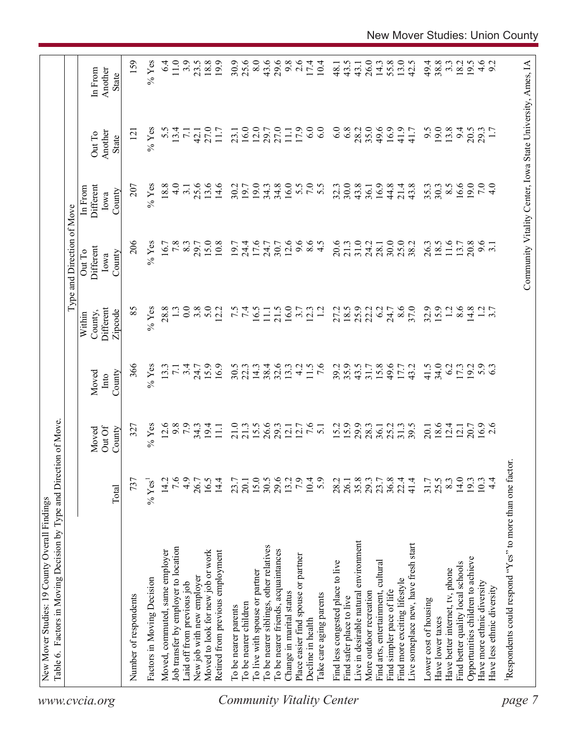New Mover Studies: 19 County Overall Findings

Table 6. Factors in Moving Decision by Type and Direction of Move.

| | | | | Type and Direction of Move | | | | |
|---|---|---|---|---|---|---|---|---|
| | Total | Moved Out Of County | Moved Into County | Within County, Different Zipcode | Out To Different Iowa County | In From Different Iowa County | Out To Another State | In From Another State |
| Number of respondents | 737 | 327 | 366 | 85 | 206 | 207 | 121 | 159 |
| Factors in Moving Decision | % Yes[1] | % Yes | % Yes | % Yes | % Yes | % Yes | % Yes | % Yes |
| Moved, commuted, same employer | 14.2 | 12.6 | 13.3 | 28.8 | 16.7 | 18.8 | 5.5 | 6.4 |
| Job transfer by employer to location | 7.6 | 9.8 | 7.1 | 1.3 | 7.8 | 4.0 | 13.4 | 11.0 |
| Laid off from previous job | 4.9 | 7.9 | 3.4 | 0.0 | 8.3 | 3.1 | 7.1 | 3.9 |
| New job with new employer | 26.7 | 34.3 | 24.7 | 3.8 | 29.7 | 25.6 | 42.1 | 23.5 |
| Moved to look for new job or work | 16.5 | 19.4 | 15.9 | 5.0 | 15.0 | 13.6 | 27.0 | 18.8 |
| Retired from previous employment | 14.4 | 11.1 | 16.9 | 12.2 | 10.8 | 14.6 | 11.7 | 19.9 |
| To be nearer parents | 23.7 | 21.0 | 30.5 | 7.5 | 19.7 | 30.2 | 23.1 | 30.9 |
| To be nearer children | 20.1 | 21.3 | 22.3 | 7.4 | 24.4 | 19.7 | 16.0 | 25.6 |
| To live with spouse or partner | 15.0 | 15.5 | 14.3 | 16.5 | 17.6 | 19.0 | 12.0 | 8.0 |
| To be nearer siblings, other relatives | 30.5 | 26.6 | 38.4 | 11.1 | 24.7 | 34.3 | 29.7 | 43.6 |
| To be nearer friends, acquaintances | 29.6 | 29.3 | 32.6 | 21.5 | 30.7 | 34.8 | 27.0 | 29.6 |
| Change in marital status | 13.2 | 12.1 | 13.3 | 16.0 | 12.6 | 16.0 | 11.1 | 9.8 |
| Place easier find spouse or partner | 7.9 | 12.7 | 4.2 | 3.7 | 9.6 | 5.5 | 17.9 | 2.6 |
| Decline in health | 10.4 | 7.6 | 11.5 | 12.3 | 8.6 | 7.0 | 6.0 | 17.4 |
| Take care aging parents | 5.9 | 5.1 | 7.6 | 1.2 | 4.5 | 5.5 | 6.0 | 10.4 |
| Find less congested place to live | 28.2 | 15.2 | 39.2 | 27.2 | 20.6 | 32.3 | 6.0 | 48.1 |
| Find safer place to live | 26.1 | 15.9 | 35.9 | 18.5 | 21.3 | 30.0 | 6.8 | 43.5 |
| Live in desirable natural environment | 35.8 | 29.9 | 43.5 | 25.9 | 31.0 | 43.8 | 28.2 | 43.1 |
| More outdoor recreation | 29.3 | 28.3 | 31.7 | 22.2 | 24.2 | 36.1 | 35.0 | 26.0 |
| Find arts, entertainment, cultural | 23.7 | 36.1 | 15.8 | 6.2 | 28.1 | 16.9 | 49.6 | 14.3 |
| Find simpler pace of life | 36.8 | 25.2 | 49.6 | 24.7 | 30.0 | 44.8 | 16.9 | 55.8 |
| Find more exciting lifestyle | 22.4 | 31.3 | 17.7 | 8.6 | 25.0 | 21.4 | 41.9 | 13.0 |
| Live someplace new, have fresh start | 41.4 | 39.5 | 43.2 | 37.0 | 38.2 | 43.8 | 41.7 | 42.5 |
| Lower cost of housing | 31.7 | 20.1 | 41.5 | 32.9 | 26.3 | 35.3 | 9.5 | 49.4 |
| Have lower taxes | 25.5 | 18.6 | 34.0 | 15.9 | 18.5 | 30.3 | 19.0 | 38.8 |
| Have better internet, tv, phone | 8.3 | 12.4 | 6.2 | 1.2 | 11.6 | 8.5 | 13.8 | 3.3 |
| Find better quality local schools | 14.0 | 12.1 | 17.3 | 8.6 | 13.7 | 16.6 | 9.4 | 18.2 |
| Opportunities children to achieve | 19.3 | 20.7 | 19.2 | 14.8 | 20.8 | 19.0 | 20.5 | 19.5 |
| Have more ethnic diversity | 10.3 | 16.9 | 5.9 | 1.2 | 9.6 | 7.0 | 29.3 | 4.6 |
| Have less ethnic diversity | 4.4 | 2.6 | 6.3 | 3.7 | 3.1 | 4.0 | 1.7 | 9.2 |

[1]Respondents could respond "Yes" to more than one factor.

Community Vitality Center, Iowa State University, Ames, IA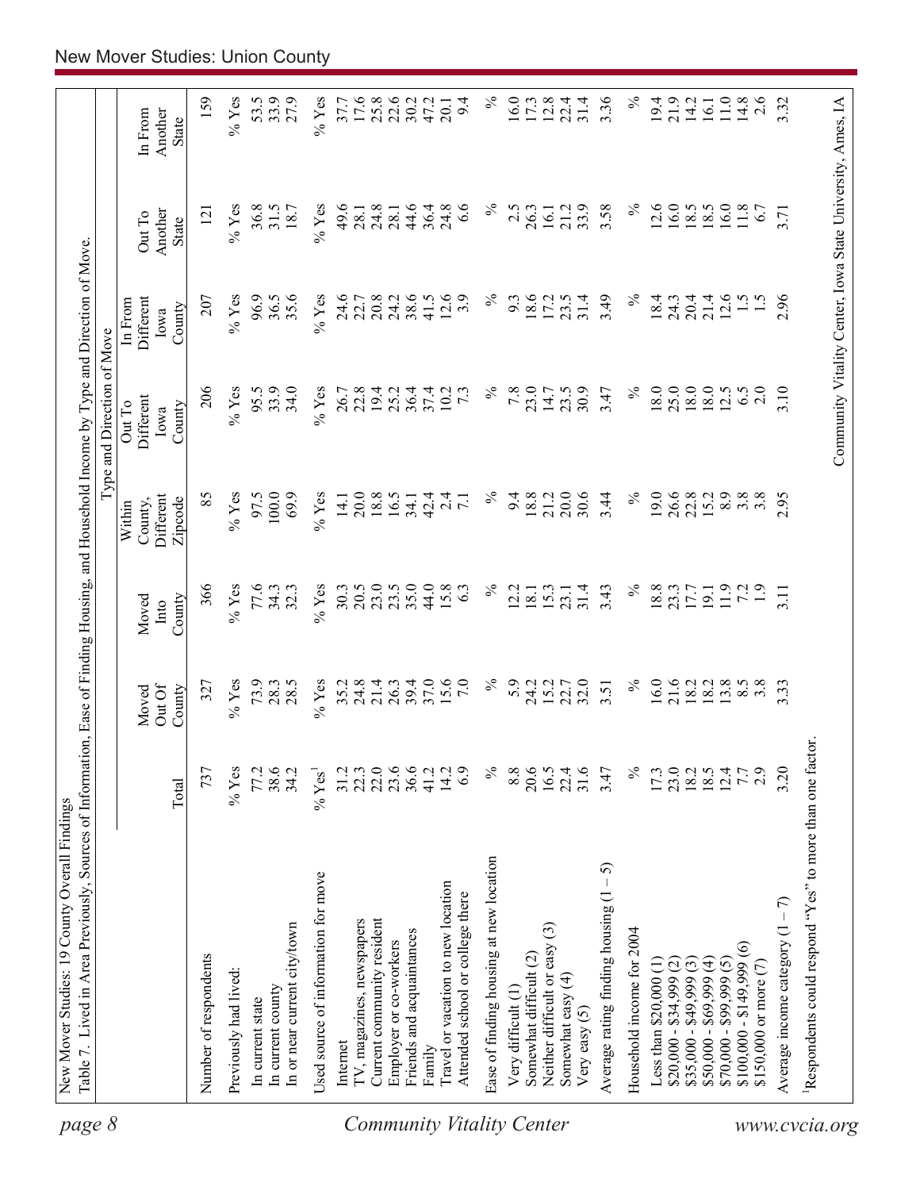New Mover Studies: 19 County Overall Findings

Table 7. Lived in Area Previously, Sources of Information, Ease of Finding Housing, and Household Income by Type and Direction of Move.

| | | | | Type and Direction of Move | | | | |
|---|---|---|---|---|---|---|---|---|
| | Total | Moved Out Of County | Moved Into County | Within County, Different Zipcode | Out To Different Iowa County | In From Different Iowa County | Out To Another State | In From Another State |
| Number of respondents | 737 | 327 | 366 | 85 | 206 | 207 | 121 | 159 |
| Previously had lived: | % Yes | % Yes | % Yes | % Yes | % Yes | % Yes | % Yes | % Yes |
| In current state | 77.2 | 73.9 | 77.6 | 97.5 | 95.5 | 96.9 | 36.8 | 53.5 |
| In current county | 38.6 | 28.3 | 34.3 | 100.0 | 33.9 | 36.5 | 31.5 | 33.9 |
| In or near current city/town | 34.2 | 28.5 | 32.3 | 69.9 | 34.0 | 35.6 | 18.7 | 27.9 |
| Used source of information for move | % Yes[1] | % Yes | % Yes | % Yes | % Yes | % Yes | % Yes | % Yes |
| Internet | 31.2 | 35.2 | 30.3 | 14.1 | 26.7 | 24.6 | 49.6 | 37.7 |
| TV, magazines, newspapers | 22.3 | 24.8 | 20.5 | 20.0 | 22.8 | 22.7 | 28.1 | 17.6 |
| Current community resident | 22.0 | 21.4 | 23.0 | 18.8 | 19.4 | 20.8 | 24.8 | 25.8 |
| Employer or co-workers | 23.6 | 26.3 | 23.5 | 16.5 | 25.2 | 24.2 | 28.1 | 22.6 |
| Friends and acquaintances | 36.6 | 39.4 | 35.0 | 34.1 | 36.4 | 38.6 | 44.6 | 30.2 |
| Family | 41.2 | 37.0 | 44.0 | 42.4 | 37.4 | 41.5 | 36.4 | 47.2 |
| Travel or vacation to new location | 14.2 | 15.6 | 15.8 | 2.4 | 10.2 | 12.6 | 24.8 | 20.1 |
| Attended school or college there | 6.9 | 7.0 | 6.3 | 7.1 | 7.3 | 3.9 | 6.6 | 9.4 |
| Ease of finding housing at new location | % | % | % | % | % | % | % | % |
| Very difficult (1) | 8.8 | 5.9 | 12.2 | 9.4 | 7.8 | 9.3 | 2.5 | 16.0 |
| Somewhat difficult (2) | 20.6 | 24.2 | 18.1 | 18.8 | 23.0 | 18.6 | 26.3 | 17.3 |
| Neither difficult or easy (3) | 16.5 | 15.2 | 15.3 | 21.2 | 14.7 | 17.2 | 16.1 | 12.8 |
| Somewhat easy (4) | 22.4 | 22.7 | 23.1 | 20.0 | 23.5 | 23.5 | 21.2 | 22.4 |
| Very easy (5) | 31.6 | 32.0 | 31.4 | 30.6 | 30.9 | 31.4 | 33.9 | 31.4 |
| Average rating finding housing (1 – 5) | 3.47 | 3.51 | 3.43 | 3.44 | 3.47 | 3.49 | 3.58 | 3.36 |
| Household income for 2004 | % | % | % | % | % | % | % | % |
| Less than $20,000 (1) | 17.3 | 16.0 | 18.8 | 19.0 | 18.0 | 18.4 | 12.6 | 19.4 |
| $20,000 - $34,999 (2) | 23.0 | 21.6 | 23.3 | 26.6 | 25.0 | 24.3 | 16.0 | 21.9 |
| $35,000 - $49,999 (3) | 18.2 | 18.2 | 17.7 | 22.8 | 18.0 | 20.4 | 18.5 | 14.2 |
| $50,000 - $69,999 (4) | 18.5 | 18.2 | 19.1 | 15.2 | 18.0 | 21.4 | 18.5 | 16.1 |
| $70,000 - $99,999 (5) | 12.4 | 13.8 | 11.9 | 8.9 | 12.5 | 12.6 | 16.0 | 11.0 |
| $100,000 - $149,999 (6) | 7.7 | 8.5 | 7.2 | 3.8 | 6.5 | 1.5 | 11.8 | 14.8 |
| $150,000 or more (7) | 2.9 | 3.8 | 1.9 | 3.8 | 2.0 | 1.5 | 6.7 | 2.6 |
| Average income category (1 – 7) | 3.20 | 3.33 | 3.11 | 2.95 | 3.10 | 2.96 | 3.71 | 3.32 |

[1]Respondents could respond "Yes" to more than one factor.

Community Vitality Center, Iowa State University, Ames, IA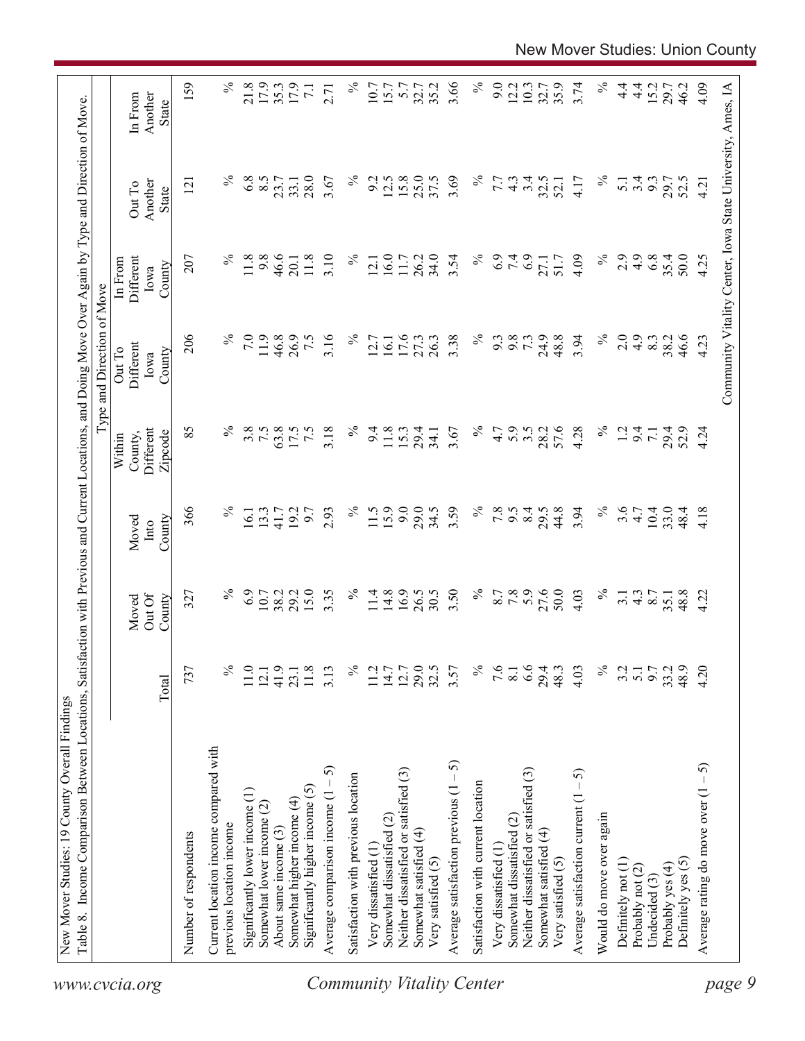New Mover Studies: 19 County Overall Findings

Table 8. Income Comparison Between Locations, Satisfaction with Previous and Current Locations, and Doing Move Over Again by Type and Direction of Move.

| | Total | Moved Out Of County | Moved Into County | Type and Direction of Move: Within County, Different Zipcode | Out To Different Iowa County | In From Different Iowa County | Out To Another State | In From Another State |
|---|---|---|---|---|---|---|---|---|
| Number of respondents | 737 | 327 | 366 | 85 | 206 | 207 | 121 | 159 |
| Current location income compared with previous location income | % | % | % | % | % | % | % | % |
| Significantly lower income (1) | 11.0 | 6.9 | 16.1 | 3.8 | 7.0 | 11.8 | 6.8 | 21.8 |
| Somewhat lower income (2) | 12.1 | 10.7 | 13.3 | 7.5 | 11.9 | 9.8 | 8.5 | 17.9 |
| About same income (3) | 41.9 | 38.2 | 41.7 | 63.8 | 46.8 | 46.6 | 23.7 | 35.3 |
| Somewhat higher income (4) | 23.1 | 29.2 | 19.2 | 17.5 | 26.9 | 20.1 | 33.1 | 17.9 |
| Significantly higher income (5) | 11.8 | 15.0 | 9.7 | 7.5 | 7.5 | 11.8 | 28.0 | 7.1 |
| Average comparison income (1 – 5) | 3.13 | 3.35 | 2.93 | 3.18 | 3.16 | 3.10 | 3.67 | 2.71 |
| Satisfaction with previous location | % | % | % | % | % | % | % | % |
| Very dissatisfied (1) | 11.2 | 11.4 | 11.5 | 9.4 | 12.7 | 12.1 | 9.2 | 10.7 |
| Somewhat dissatisfied (2) | 14.7 | 14.8 | 15.9 | 11.8 | 16.1 | 16.0 | 12.5 | 15.7 |
| Neither dissatisfied or satisfied (3) | 12.7 | 16.9 | 9.0 | 15.3 | 17.6 | 11.7 | 15.8 | 5.7 |
| Somewhat satisfied (4) | 29.0 | 26.5 | 29.0 | 29.4 | 27.3 | 26.2 | 25.0 | 32.7 |
| Very satisfied (5) | 32.5 | 30.5 | 34.5 | 34.1 | 26.3 | 34.0 | 37.5 | 35.2 |
| Average satisfaction previous (1 – 5) | 3.57 | 3.50 | 3.59 | 3.67 | 3.38 | 3.54 | 3.69 | 3.66 |
| Satisfaction with current location | % | % | % | % | % | % | % | % |
| Very dissatisfied (1) | 7.6 | 8.7 | 7.8 | 4.7 | 9.3 | 6.9 | 7.7 | 9.0 |
| Somewhat dissatisfied (2) | 8.1 | 7.8 | 9.5 | 5.9 | 9.8 | 7.4 | 4.3 | 12.2 |
| Neither dissatisfied or satisfied (3) | 6.6 | 5.9 | 8.4 | 3.5 | 7.3 | 6.9 | 3.4 | 10.3 |
| Somewhat satisfied (4) | 29.4 | 27.6 | 29.5 | 28.2 | 24.9 | 27.1 | 32.5 | 32.7 |
| Very satisfied (5) | 48.3 | 50.0 | 44.8 | 57.6 | 48.8 | 51.7 | 52.1 | 35.9 |
| Average satisfaction current (1 – 5) | 4.03 | 4.03 | 3.94 | 4.28 | 3.94 | 4.09 | 4.17 | 3.74 |
| Would do move over again | % | % | % | % | % | % | % | % |
| Definitely not (1) | 3.2 | 3.1 | 3.6 | 1.2 | 2.0 | 2.9 | 5.1 | 4.4 |
| Probably not (2) | 5.1 | 4.3 | 4.7 | 9.4 | 4.9 | 4.9 | 3.4 | 4.4 |
| Undecided (3) | 9.7 | 8.7 | 10.4 | 7.1 | 8.3 | 6.8 | 9.3 | 15.2 |
| Probably yes (4) | 33.2 | 35.1 | 33.0 | 29.4 | 38.2 | 35.4 | 29.7 | 29.7 |
| Definitely yes (5) | 48.9 | 48.8 | 48.4 | 52.9 | 46.6 | 50.0 | 52.5 | 46.2 |
| Average rating do move over (1 – 5) | 4.20 | 4.22 | 4.18 | 4.24 | 4.23 | 4.25 | 4.21 | 4.09 |

Community Vitality Center, Iowa State University, Ames, IA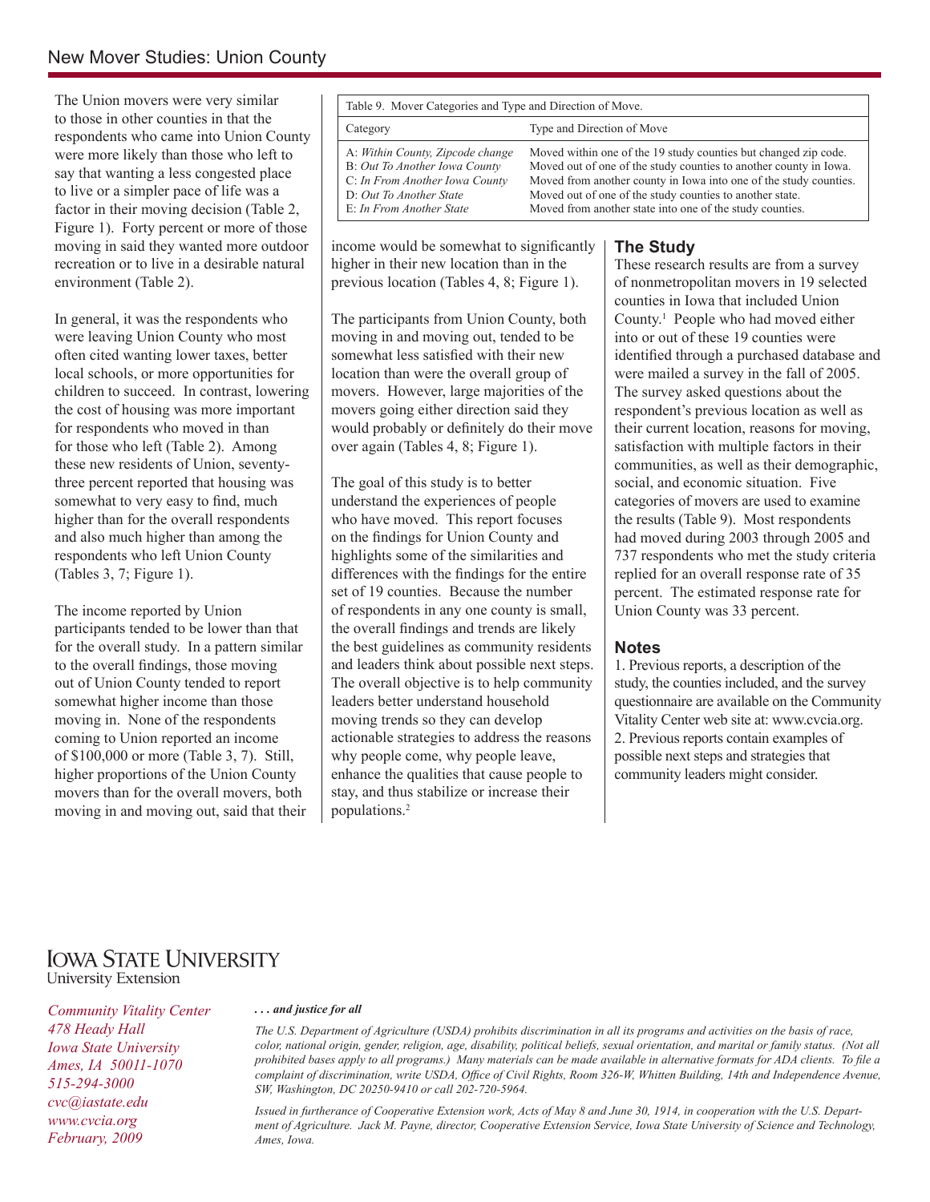The Union movers were very similar to those in other counties in that the respondents who came into Union County were more likely than those who left to say that wanting a less congested place to live or a simpler pace of life was a factor in their moving decision (Table 2, Figure 1). Forty percent or more of those moving in said they wanted more outdoor recreation or to live in a desirable natural environment (Table 2).

In general, it was the respondents who were leaving Union County who most often cited wanting lower taxes, better local schools, or more opportunities for children to succeed. In contrast, lowering the cost of housing was more important for respondents who moved in than for those who left (Table 2). Among these new residents of Union, seventy-three percent reported that housing was somewhat to very easy to find, much higher than for the overall respondents and also much higher than among the respondents who left Union County (Tables 3, 7; Figure 1).

The income reported by Union participants tended to be lower than that for the overall study. In a pattern similar to the overall findings, those moving out of Union County tended to report somewhat higher income than those moving in. None of the respondents coming to Union reported an income of $100,000 or more (Table 3, 7). Still, higher proportions of the Union County movers than for the overall movers, both moving in and moving out, said that their income would be somewhat to significantly higher in their new location than in the previous location (Tables 4, 8; Figure 1).

The participants from Union County, both moving in and moving out, tended to be somewhat less satisfied with their new location than were the overall group of movers. However, large majorities of the movers going either direction said they would probably or definitely do their move over again (Tables 4, 8; Figure 1).

The goal of this study is to better understand the experiences of people who have moved. This report focuses on the findings for Union County and highlights some of the similarities and differences with the findings for the entire set of 19 counties. Because the number of respondents in any one county is small, the overall findings and trends are likely the best guidelines as community residents and leaders think about possible next steps. The overall objective is to help community leaders better understand household moving trends so they can develop actionable strategies to address the reasons why people come, why people leave, enhance the qualities that cause people to stay, and thus stabilize or increase their populations.[2]

Table 9. Mover Categories and Type and Direction of Move.

| Category | Type and Direction of Move |
|---|---|
| A: *Within County, Zipcode change* | Moved within one of the 19 study counties but changed zip code. |
| B: *Out To Another Iowa County* | Moved out of one of the study counties to another county in Iowa. |
| C: *In From Another Iowa County* | Moved from another county in Iowa into one of the study counties. |
| D: *Out To Another State* | Moved out of one of the study counties to another state. |
| E: *In From Another State* | Moved from another state into one of the study counties. |

## The Study

These research results are from a survey of nonmetropolitan movers in 19 selected counties in Iowa that included Union County.[1] People who had moved either into or out of these 19 counties were identified through a purchased database and were mailed a survey in the fall of 2005. The survey asked questions about the respondent's previous location as well as their current location, reasons for moving, satisfaction with multiple factors in their communities, as well as their demographic, social, and economic situation. Five categories of movers are used to examine the results (Table 9). Most respondents had moved during 2003 through 2005 and 737 respondents who met the study criteria replied for an overall response rate of 35 percent. The estimated response rate for Union County was 33 percent.

## Notes

1. Previous reports, a description of the study, the counties included, and the survey questionnaire are available on the Community Vitality Center web site at: www.cvcia.org.
2. Previous reports contain examples of possible next steps and strategies that community leaders might consider.

IOWA STATE UNIVERSITY
University Extension

*Community Vitality Center*
*478 Heady Hall*
*Iowa State University*
*Ames, IA 50011-1070*
*515-294-3000*
*cvc@iastate.edu*
*www.cvcia.org*
*February, 2009*

***. . . and justice for all***

*The U.S. Department of Agriculture (USDA) prohibits discrimination in all its programs and activities on the basis of race, color, national origin, gender, religion, age, disability, political beliefs, sexual orientation, and marital or family status. (Not all prohibited bases apply to all programs.) Many materials can be made available in alternative formats for ADA clients. To file a complaint of discrimination, write USDA, Office of Civil Rights, Room 326-W, Whitten Building, 14th and Independence Avenue, SW, Washington, DC 20250-9410 or call 202-720-5964.*

*Issued in furtherance of Cooperative Extension work, Acts of May 8 and June 30, 1914, in cooperation with the U.S. Department of Agriculture. Jack M. Payne, director, Cooperative Extension Service, Iowa State University of Science and Technology, Ames, Iowa.*